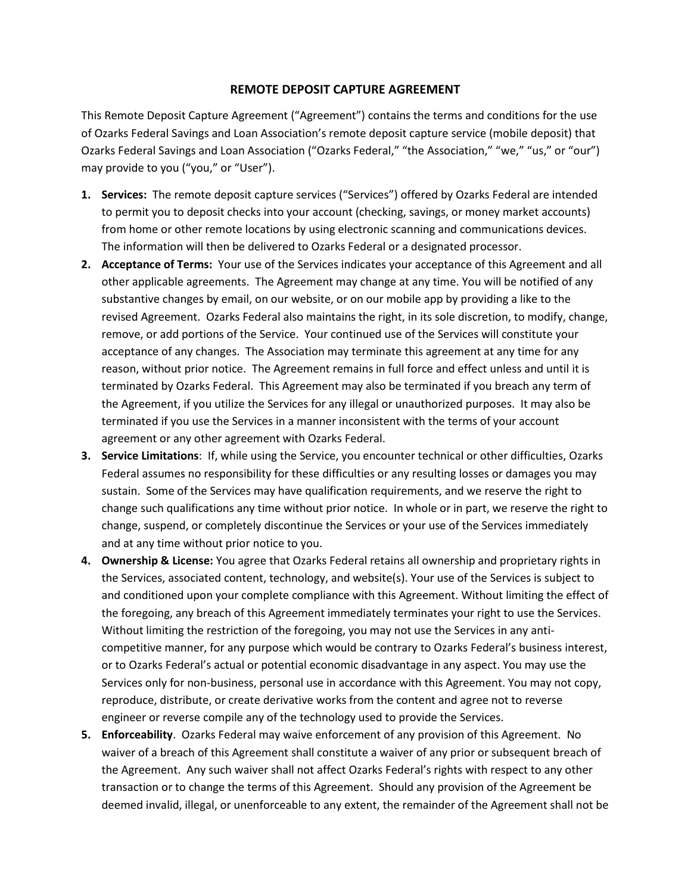# REMOTE DEPOSIT CAPTURE AGREEMENT

This Remote Deposit Capture Agreement ("Agreement") contains the terms and conditions for the use of Ozarks Federal Savings and Loan Association's remote deposit capture service (mobile deposit) that Ozarks Federal Savings and Loan Association ("Ozarks Federal," "the Association," "we," "us," or "our") may provide to you ("you," or "User").

1. **Services:** The remote deposit capture services ("Services") offered by Ozarks Federal are intended to permit you to deposit checks into your account (checking, savings, or money market accounts) from home or other remote locations by using electronic scanning and communications devices. The information will then be delivered to Ozarks Federal or a designated processor.
2. **Acceptance of Terms:** Your use of the Services indicates your acceptance of this Agreement and all other applicable agreements. The Agreement may change at any time. You will be notified of any substantive changes by email, on our website, or on our mobile app by providing a like to the revised Agreement. Ozarks Federal also maintains the right, in its sole discretion, to modify, change, remove, or add portions of the Service. Your continued use of the Services will constitute your acceptance of any changes. The Association may terminate this agreement at any time for any reason, without prior notice. The Agreement remains in full force and effect unless and until it is terminated by Ozarks Federal. This Agreement may also be terminated if you breach any term of the Agreement, if you utilize the Services for any illegal or unauthorized purposes. It may also be terminated if you use the Services in a manner inconsistent with the terms of your account agreement or any other agreement with Ozarks Federal.
3. **Service Limitations**: If, while using the Service, you encounter technical or other difficulties, Ozarks Federal assumes no responsibility for these difficulties or any resulting losses or damages you may sustain. Some of the Services may have qualification requirements, and we reserve the right to change such qualifications any time without prior notice. In whole or in part, we reserve the right to change, suspend, or completely discontinue the Services or your use of the Services immediately and at any time without prior notice to you.
4. **Ownership & License:** You agree that Ozarks Federal retains all ownership and proprietary rights in the Services, associated content, technology, and website(s). Your use of the Services is subject to and conditioned upon your complete compliance with this Agreement. Without limiting the effect of the foregoing, any breach of this Agreement immediately terminates your right to use the Services. Without limiting the restriction of the foregoing, you may not use the Services in any anti-competitive manner, for any purpose which would be contrary to Ozarks Federal's business interest, or to Ozarks Federal's actual or potential economic disadvantage in any aspect. You may use the Services only for non-business, personal use in accordance with this Agreement. You may not copy, reproduce, distribute, or create derivative works from the content and agree not to reverse engineer or reverse compile any of the technology used to provide the Services.
5. **Enforceability**. Ozarks Federal may waive enforcement of any provision of this Agreement. No waiver of a breach of this Agreement shall constitute a waiver of any prior or subsequent breach of the Agreement. Any such waiver shall not affect Ozarks Federal's rights with respect to any other transaction or to change the terms of this Agreement. Should any provision of the Agreement be deemed invalid, illegal, or unenforceable to any extent, the remainder of the Agreement shall not be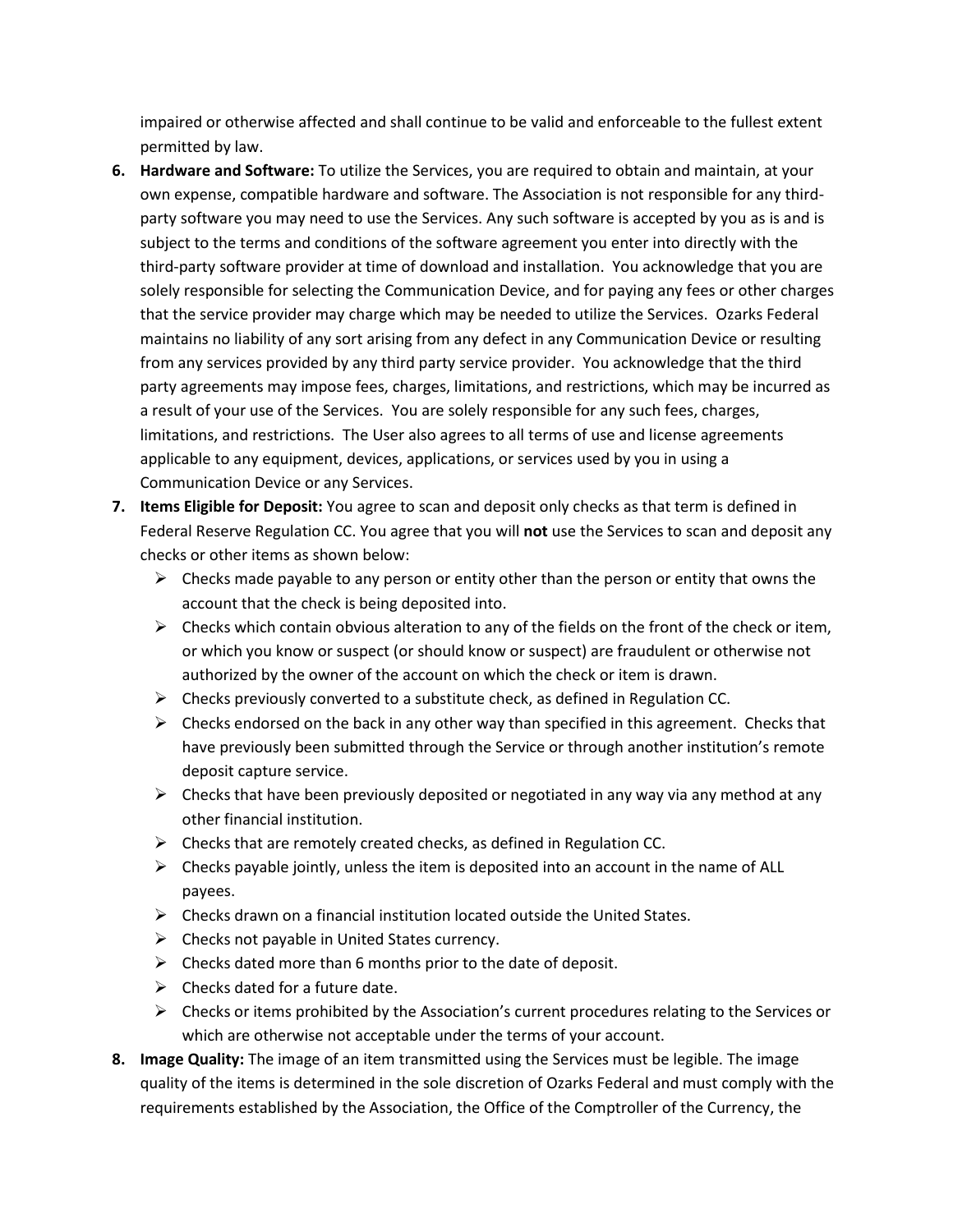impaired or otherwise affected and shall continue to be valid and enforceable to the fullest extent permitted by law.

6. **Hardware and Software:** To utilize the Services, you are required to obtain and maintain, at your own expense, compatible hardware and software. The Association is not responsible for any third-party software you may need to use the Services. Any such software is accepted by you as is and is subject to the terms and conditions of the software agreement you enter into directly with the third-party software provider at time of download and installation. You acknowledge that you are solely responsible for selecting the Communication Device, and for paying any fees or other charges that the service provider may charge which may be needed to utilize the Services. Ozarks Federal maintains no liability of any sort arising from any defect in any Communication Device or resulting from any services provided by any third party service provider. You acknowledge that the third party agreements may impose fees, charges, limitations, and restrictions, which may be incurred as a result of your use of the Services. You are solely responsible for any such fees, charges, limitations, and restrictions. The User also agrees to all terms of use and license agreements applicable to any equipment, devices, applications, or services used by you in using a Communication Device or any Services.
7. **Items Eligible for Deposit:** You agree to scan and deposit only checks as that term is defined in Federal Reserve Regulation CC. You agree that you will **not** use the Services to scan and deposit any checks or other items as shown below:
   - Checks made payable to any person or entity other than the person or entity that owns the account that the check is being deposited into.
   - Checks which contain obvious alteration to any of the fields on the front of the check or item, or which you know or suspect (or should know or suspect) are fraudulent or otherwise not authorized by the owner of the account on which the check or item is drawn.
   - Checks previously converted to a substitute check, as defined in Regulation CC.
   - Checks endorsed on the back in any other way than specified in this agreement. Checks that have previously been submitted through the Service or through another institution's remote deposit capture service.
   - Checks that have been previously deposited or negotiated in any way via any method at any other financial institution.
   - Checks that are remotely created checks, as defined in Regulation CC.
   - Checks payable jointly, unless the item is deposited into an account in the name of ALL payees.
   - Checks drawn on a financial institution located outside the United States.
   - Checks not payable in United States currency.
   - Checks dated more than 6 months prior to the date of deposit.
   - Checks dated for a future date.
   - Checks or items prohibited by the Association's current procedures relating to the Services or which are otherwise not acceptable under the terms of your account.
8. **Image Quality:** The image of an item transmitted using the Services must be legible. The image quality of the items is determined in the sole discretion of Ozarks Federal and must comply with the requirements established by the Association, the Office of the Comptroller of the Currency, the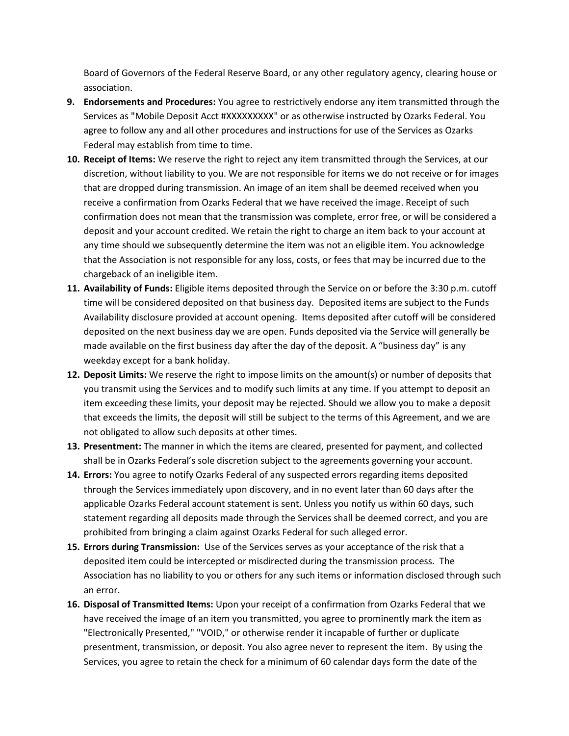Board of Governors of the Federal Reserve Board, or any other regulatory agency, clearing house or association.

9. **Endorsements and Procedures:** You agree to restrictively endorse any item transmitted through the Services as "Mobile Deposit Acct #XXXXXXXXX" or as otherwise instructed by Ozarks Federal. You agree to follow any and all other procedures and instructions for use of the Services as Ozarks Federal may establish from time to time.
10. **Receipt of Items:** We reserve the right to reject any item transmitted through the Services, at our discretion, without liability to you. We are not responsible for items we do not receive or for images that are dropped during transmission. An image of an item shall be deemed received when you receive a confirmation from Ozarks Federal that we have received the image. Receipt of such confirmation does not mean that the transmission was complete, error free, or will be considered a deposit and your account credited. We retain the right to charge an item back to your account at any time should we subsequently determine the item was not an eligible item. You acknowledge that the Association is not responsible for any loss, costs, or fees that may be incurred due to the chargeback of an ineligible item.
11. **Availability of Funds:** Eligible items deposited through the Service on or before the 3:30 p.m. cutoff time will be considered deposited on that business day. Deposited items are subject to the Funds Availability disclosure provided at account opening. Items deposited after cutoff will be considered deposited on the next business day we are open. Funds deposited via the Service will generally be made available on the first business day after the day of the deposit. A "business day" is any weekday except for a bank holiday.
12. **Deposit Limits:** We reserve the right to impose limits on the amount(s) or number of deposits that you transmit using the Services and to modify such limits at any time. If you attempt to deposit an item exceeding these limits, your deposit may be rejected. Should we allow you to make a deposit that exceeds the limits, the deposit will still be subject to the terms of this Agreement, and we are not obligated to allow such deposits at other times.
13. **Presentment:** The manner in which the items are cleared, presented for payment, and collected shall be in Ozarks Federal's sole discretion subject to the agreements governing your account.
14. **Errors:** You agree to notify Ozarks Federal of any suspected errors regarding items deposited through the Services immediately upon discovery, and in no event later than 60 days after the applicable Ozarks Federal account statement is sent. Unless you notify us within 60 days, such statement regarding all deposits made through the Services shall be deemed correct, and you are prohibited from bringing a claim against Ozarks Federal for such alleged error.
15. **Errors during Transmission:** Use of the Services serves as your acceptance of the risk that a deposited item could be intercepted or misdirected during the transmission process. The Association has no liability to you or others for any such items or information disclosed through such an error.
16. **Disposal of Transmitted Items:** Upon your receipt of a confirmation from Ozarks Federal that we have received the image of an item you transmitted, you agree to prominently mark the item as "Electronically Presented," "VOID," or otherwise render it incapable of further or duplicate presentment, transmission, or deposit. You also agree never to represent the item. By using the Services, you agree to retain the check for a minimum of 60 calendar days form the date of the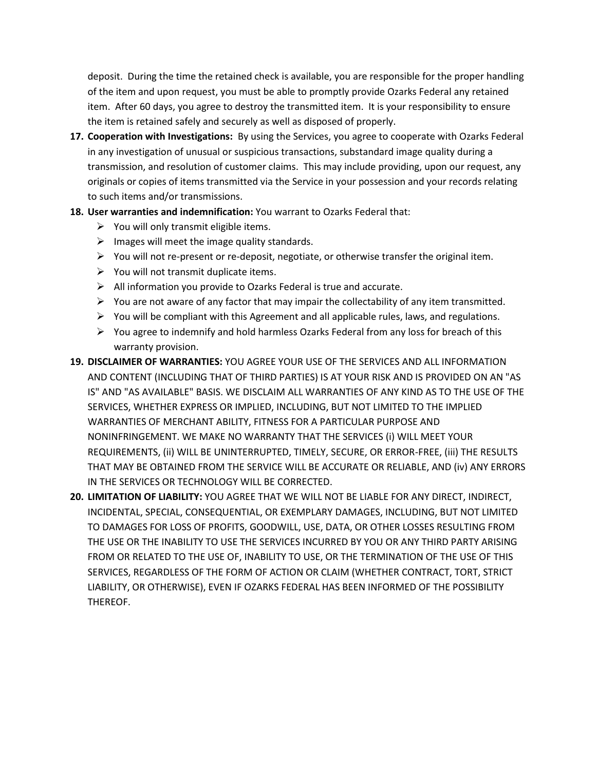deposit. During the time the retained check is available, you are responsible for the proper handling of the item and upon request, you must be able to promptly provide Ozarks Federal any retained item. After 60 days, you agree to destroy the transmitted item. It is your responsibility to ensure the item is retained safely and securely as well as disposed of properly.

17. **Cooperation with Investigations:** By using the Services, you agree to cooperate with Ozarks Federal in any investigation of unusual or suspicious transactions, substandard image quality during a transmission, and resolution of customer claims. This may include providing, upon our request, any originals or copies of items transmitted via the Service in your possession and your records relating to such items and/or transmissions.
18. **User warranties and indemnification:** You warrant to Ozarks Federal that:
    - You will only transmit eligible items.
    - Images will meet the image quality standards.
    - You will not re-present or re-deposit, negotiate, or otherwise transfer the original item.
    - You will not transmit duplicate items.
    - All information you provide to Ozarks Federal is true and accurate.
    - You are not aware of any factor that may impair the collectability of any item transmitted.
    - You will be compliant with this Agreement and all applicable rules, laws, and regulations.
    - You agree to indemnify and hold harmless Ozarks Federal from any loss for breach of this warranty provision.
19. **DISCLAIMER OF WARRANTIES:** YOU AGREE YOUR USE OF THE SERVICES AND ALL INFORMATION AND CONTENT (INCLUDING THAT OF THIRD PARTIES) IS AT YOUR RISK AND IS PROVIDED ON AN "AS IS" AND "AS AVAILABLE" BASIS. WE DISCLAIM ALL WARRANTIES OF ANY KIND AS TO THE USE OF THE SERVICES, WHETHER EXPRESS OR IMPLIED, INCLUDING, BUT NOT LIMITED TO THE IMPLIED WARRANTIES OF MERCHANT ABILITY, FITNESS FOR A PARTICULAR PURPOSE AND NONINFRINGEMENT. WE MAKE NO WARRANTY THAT THE SERVICES (i) WILL MEET YOUR REQUIREMENTS, (ii) WILL BE UNINTERRUPTED, TIMELY, SECURE, OR ERROR-FREE, (iii) THE RESULTS THAT MAY BE OBTAINED FROM THE SERVICE WILL BE ACCURATE OR RELIABLE, AND (iv) ANY ERRORS IN THE SERVICES OR TECHNOLOGY WILL BE CORRECTED.
20. **LIMITATION OF LIABILITY:** YOU AGREE THAT WE WILL NOT BE LIABLE FOR ANY DIRECT, INDIRECT, INCIDENTAL, SPECIAL, CONSEQUENTIAL, OR EXEMPLARY DAMAGES, INCLUDING, BUT NOT LIMITED TO DAMAGES FOR LOSS OF PROFITS, GOODWILL, USE, DATA, OR OTHER LOSSES RESULTING FROM THE USE OR THE INABILITY TO USE THE SERVICES INCURRED BY YOU OR ANY THIRD PARTY ARISING FROM OR RELATED TO THE USE OF, INABILITY TO USE, OR THE TERMINATION OF THE USE OF THIS SERVICES, REGARDLESS OF THE FORM OF ACTION OR CLAIM (WHETHER CONTRACT, TORT, STRICT LIABILITY, OR OTHERWISE), EVEN IF OZARKS FEDERAL HAS BEEN INFORMED OF THE POSSIBILITY THEREOF.